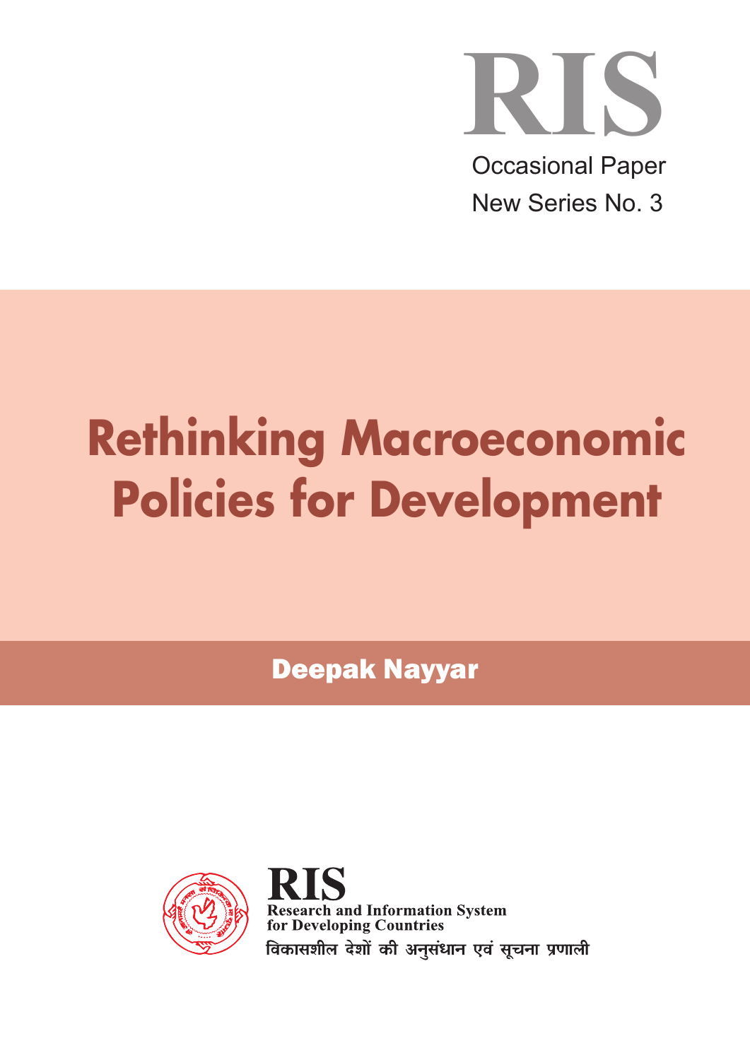RIS

Occasional Paper

New Series No. 3

# Rethinking Macroeconomic Policies for Development

**Deepak Nayyar**

RIS

Research and Information System for Developing Countries

विकासशील देशों की अनुसंधान एवं सूचना प्रणाली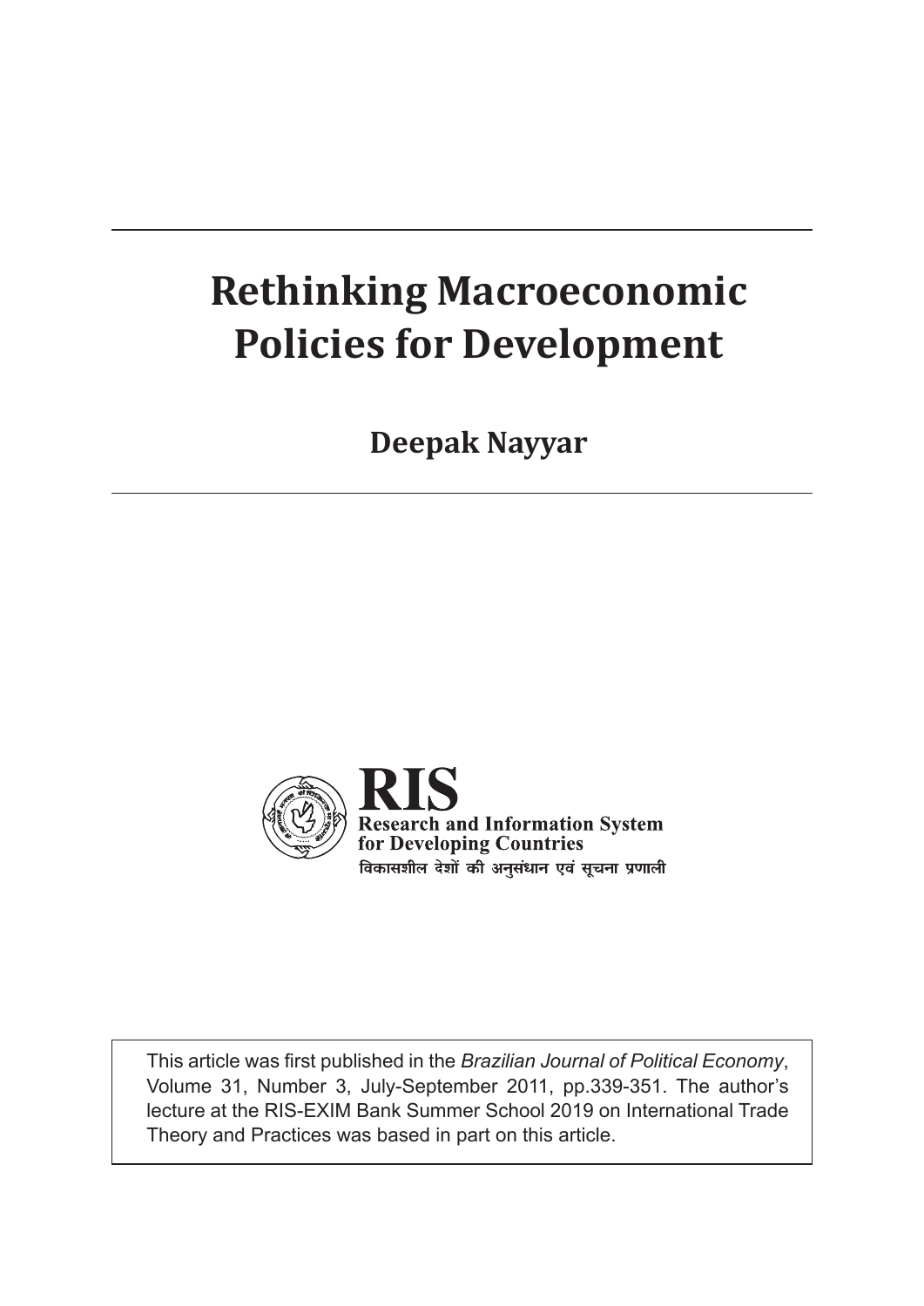# Rethinking Macroeconomic Policies for Development

**Deepak Nayyar**

**RIS**
**Research and Information System for Developing Countries**
विकासशील देशों की अनुसंधान एवं सूचना प्रणाली

This article was first published in the *Brazilian Journal of Political Economy*, Volume 31, Number 3, July-September 2011, pp.339-351. The author's lecture at the RIS-EXIM Bank Summer School 2019 on International Trade Theory and Practices was based in part on this article.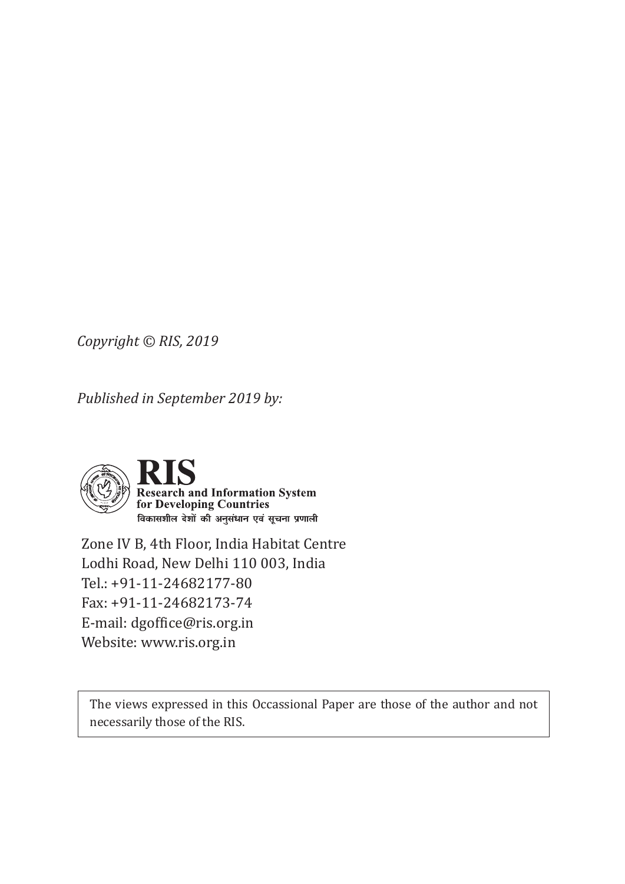*Copyright © RIS, 2019*

*Published in September 2019 by:*

**RIS**
**Research and Information System for Developing Countries**
विकासशील देशों की अनुसंधान एवं सूचना प्रणाली

Zone IV B, 4th Floor, India Habitat Centre
Lodhi Road, New Delhi 110 003, India
Tel.: +91-11-24682177-80
Fax: +91-11-24682173-74
E-mail: dgoffice@ris.org.in
Website: www.ris.org.in

The views expressed in this Occassional Paper are those of the author and not necessarily those of the RIS.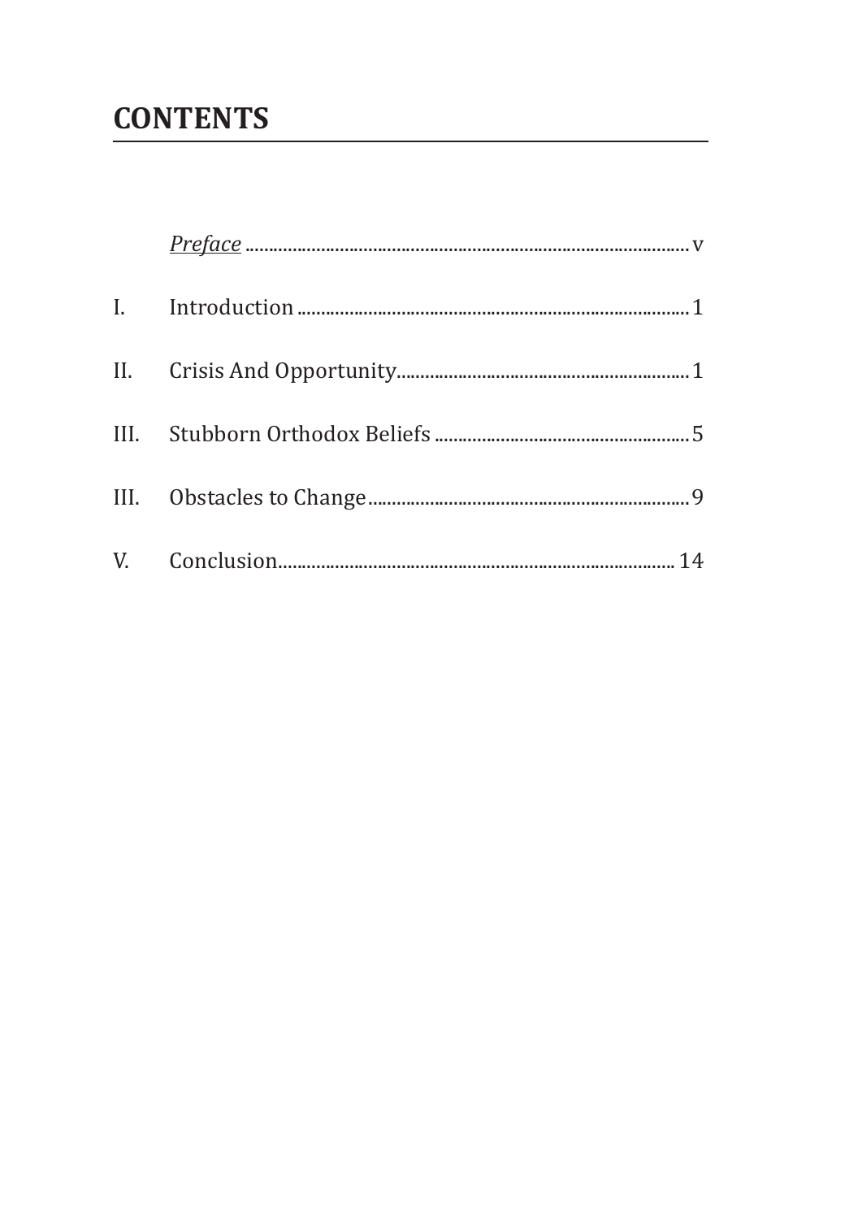# CONTENTS

| | | |
|---|---|---|
| | *Preface* | v |
| I. | Introduction | 1 |
| II. | Crisis And Opportunity | 1 |
| III. | Stubborn Orthodox Beliefs | 5 |
| III. | Obstacles to Change | 9 |
| V. | Conclusion | 14 |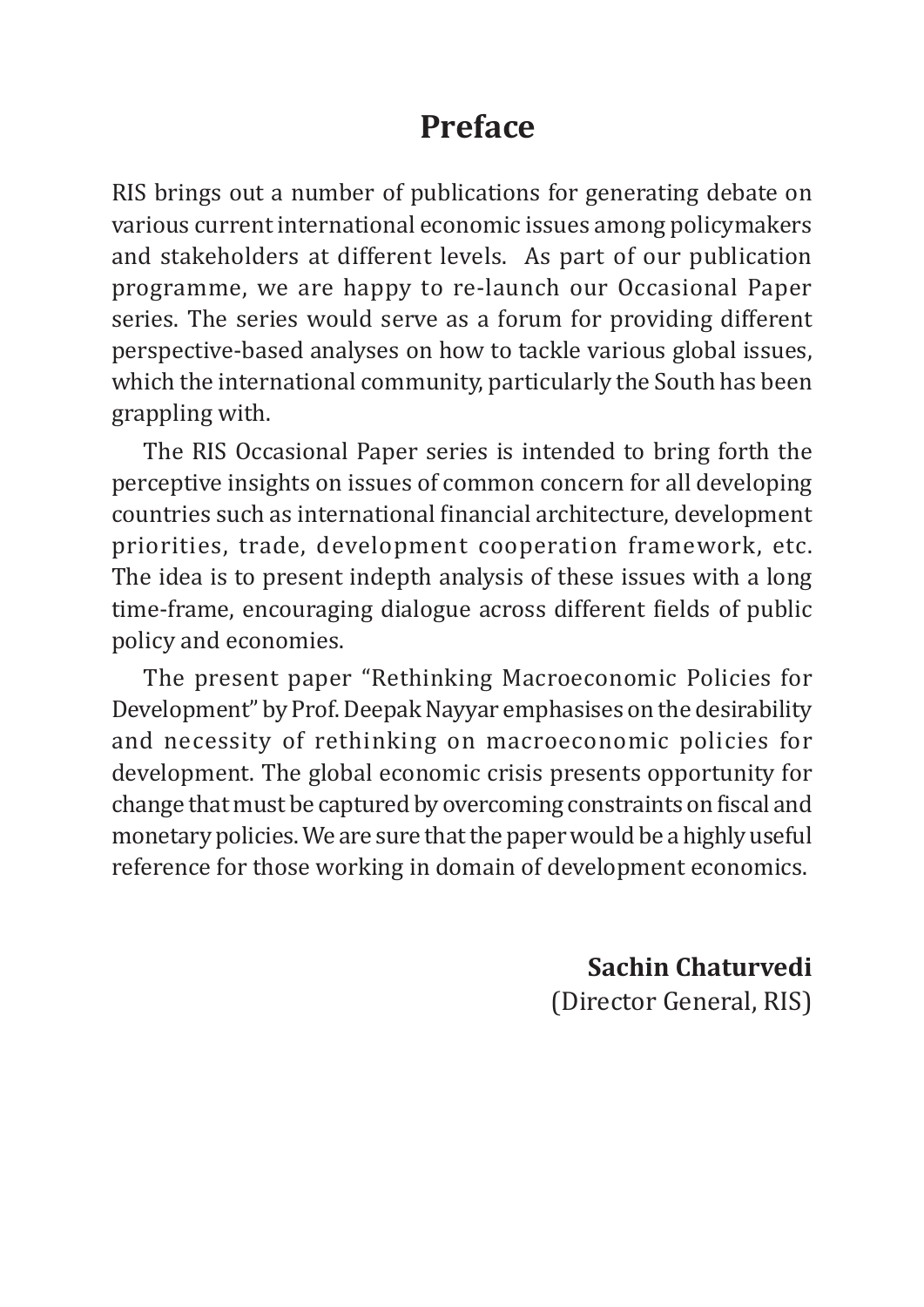# Preface

RIS brings out a number of publications for generating debate on various current international economic issues among policymakers and stakeholders at different levels. As part of our publication programme, we are happy to re-launch our Occasional Paper series. The series would serve as a forum for providing different perspective-based analyses on how to tackle various global issues, which the international community, particularly the South has been grappling with.

The RIS Occasional Paper series is intended to bring forth the perceptive insights on issues of common concern for all developing countries such as international financial architecture, development priorities, trade, development cooperation framework, etc. The idea is to present indepth analysis of these issues with a long time-frame, encouraging dialogue across different fields of public policy and economies.

The present paper "Rethinking Macroeconomic Policies for Development" by Prof. Deepak Nayyar emphasises on the desirability and necessity of rethinking on macroeconomic policies for development. The global economic crisis presents opportunity for change that must be captured by overcoming constraints on fiscal and monetary policies. We are sure that the paper would be a highly useful reference for those working in domain of development economics.

**Sachin Chaturvedi**
(Director General, RIS)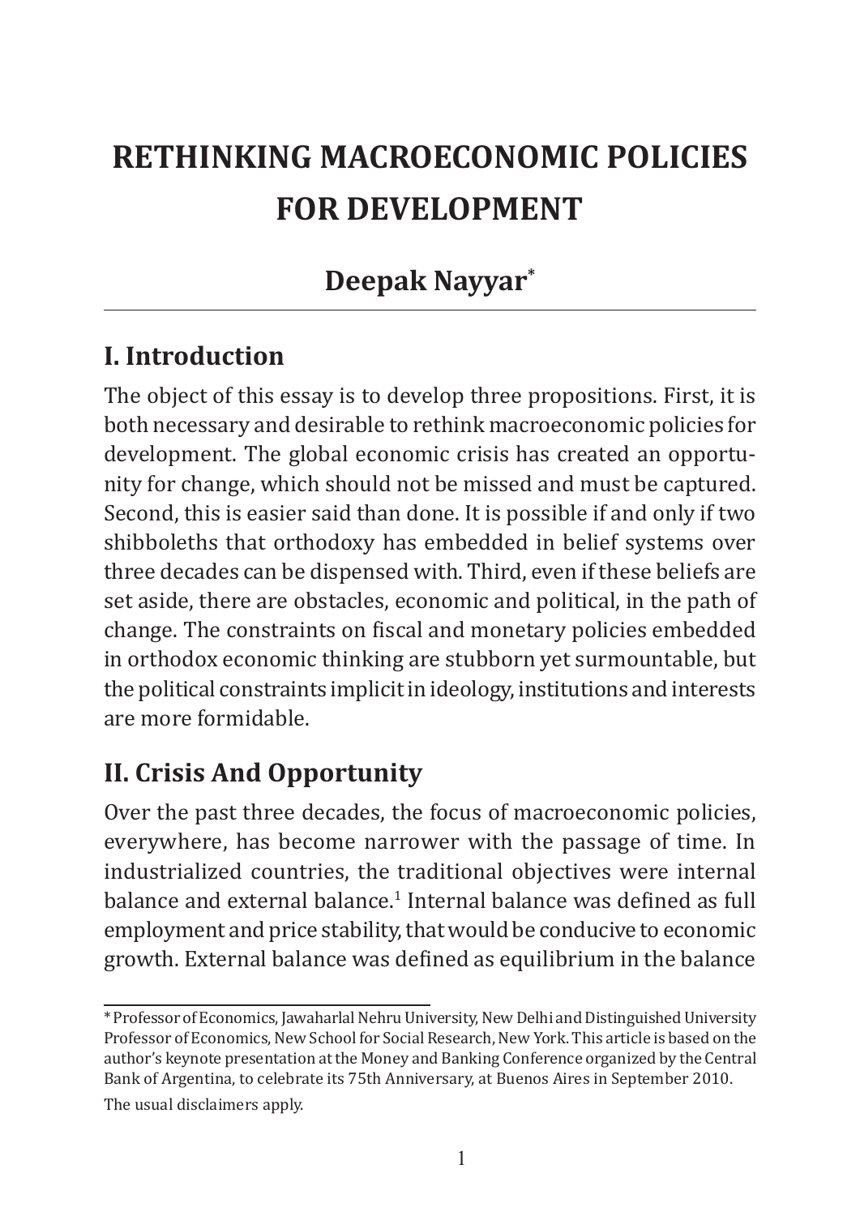# RETHINKING MACROECONOMIC POLICIES FOR DEVELOPMENT

## Deepak Nayyar*

## I. Introduction

The object of this essay is to develop three propositions. First, it is both necessary and desirable to rethink macroeconomic policies for development. The global economic crisis has created an opportunity for change, which should not be missed and must be captured. Second, this is easier said than done. It is possible if and only if two shibboleths that orthodoxy has embedded in belief systems over three decades can be dispensed with. Third, even if these beliefs are set aside, there are obstacles, economic and political, in the path of change. The constraints on fiscal and monetary policies embedded in orthodox economic thinking are stubborn yet surmountable, but the political constraints implicit in ideology, institutions and interests are more formidable.

## II. Crisis And Opportunity

Over the past three decades, the focus of macroeconomic policies, everywhere, has become narrower with the passage of time. In industrialized countries, the traditional objectives were internal balance and external balance.[1] Internal balance was defined as full employment and price stability, that would be conducive to economic growth. External balance was defined as equilibrium in the balance

---

\* Professor of Economics, Jawaharlal Nehru University, New Delhi and Distinguished University Professor of Economics, New School for Social Research, New York. This article is based on the author's keynote presentation at the Money and Banking Conference organized by the Central Bank of Argentina, to celebrate its 75th Anniversary, at Buenos Aires in September 2010.

The usual disclaimers apply.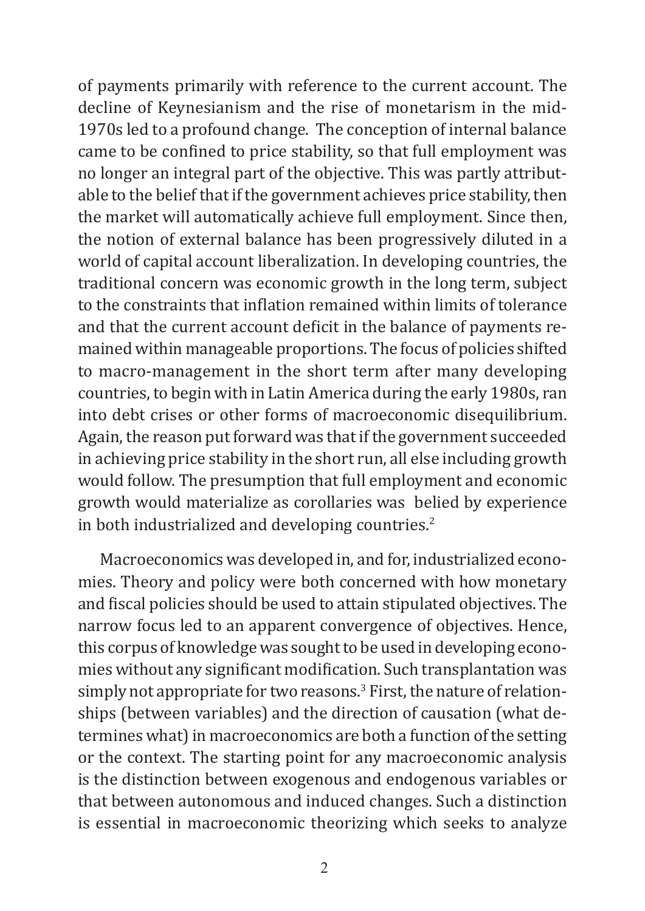of payments primarily with reference to the current account. The decline of Keynesianism and the rise of monetarism in the mid-1970s led to a profound change. The conception of internal balance came to be confined to price stability, so that full employment was no longer an integral part of the objective. This was partly attributable to the belief that if the government achieves price stability, then the market will automatically achieve full employment. Since then, the notion of external balance has been progressively diluted in a world of capital account liberalization. In developing countries, the traditional concern was economic growth in the long term, subject to the constraints that inflation remained within limits of tolerance and that the current account deficit in the balance of payments remained within manageable proportions. The focus of policies shifted to macro-management in the short term after many developing countries, to begin with in Latin America during the early 1980s, ran into debt crises or other forms of macroeconomic disequilibrium. Again, the reason put forward was that if the government succeeded in achieving price stability in the short run, all else including growth would follow. The presumption that full employment and economic growth would materialize as corollaries was belied by experience in both industrialized and developing countries.[2]

Macroeconomics was developed in, and for, industrialized economies. Theory and policy were both concerned with how monetary and fiscal policies should be used to attain stipulated objectives. The narrow focus led to an apparent convergence of objectives. Hence, this corpus of knowledge was sought to be used in developing economies without any significant modification. Such transplantation was simply not appropriate for two reasons.[3] First, the nature of relationships (between variables) and the direction of causation (what determines what) in macroeconomics are both a function of the setting or the context. The starting point for any macroeconomic analysis is the distinction between exogenous and endogenous variables or that between autonomous and induced changes. Such a distinction is essential in macroeconomic theorizing which seeks to analyze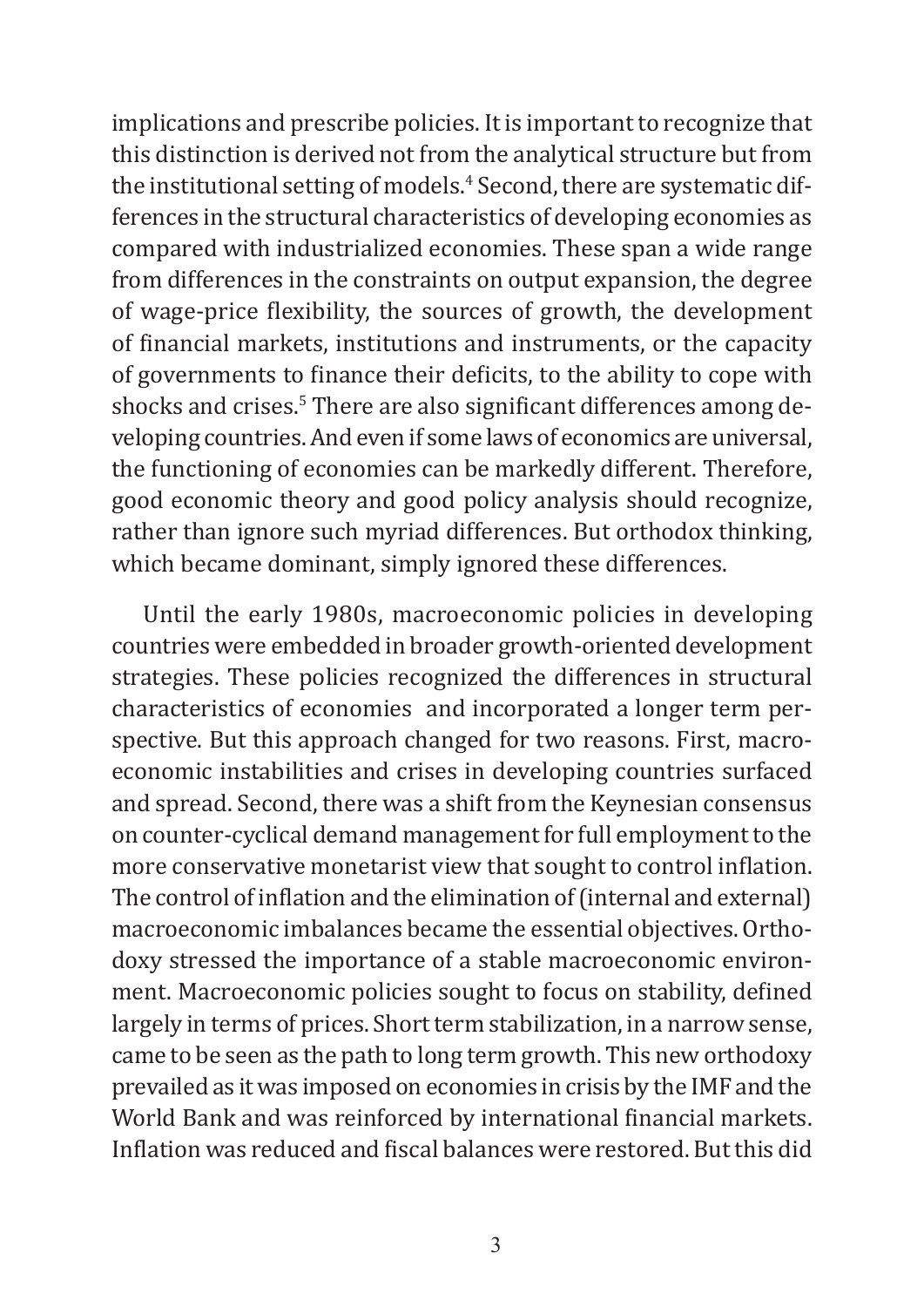implications and prescribe policies. It is important to recognize that this distinction is derived not from the analytical structure but from the institutional setting of models.[4] Second, there are systematic differences in the structural characteristics of developing economies as compared with industrialized economies. These span a wide range from differences in the constraints on output expansion, the degree of wage-price flexibility, the sources of growth, the development of financial markets, institutions and instruments, or the capacity of governments to finance their deficits, to the ability to cope with shocks and crises.[5] There are also significant differences among developing countries. And even if some laws of economics are universal, the functioning of economies can be markedly different. Therefore, good economic theory and good policy analysis should recognize, rather than ignore such myriad differences. But orthodox thinking, which became dominant, simply ignored these differences.

Until the early 1980s, macroeconomic policies in developing countries were embedded in broader growth-oriented development strategies. These policies recognized the differences in structural characteristics of economies and incorporated a longer term perspective. But this approach changed for two reasons. First, macroeconomic instabilities and crises in developing countries surfaced and spread. Second, there was a shift from the Keynesian consensus on counter-cyclical demand management for full employment to the more conservative monetarist view that sought to control inflation. The control of inflation and the elimination of (internal and external) macroeconomic imbalances became the essential objectives. Orthodoxy stressed the importance of a stable macroeconomic environment. Macroeconomic policies sought to focus on stability, defined largely in terms of prices. Short term stabilization, in a narrow sense, came to be seen as the path to long term growth. This new orthodoxy prevailed as it was imposed on economies in crisis by the IMF and the World Bank and was reinforced by international financial markets. Inflation was reduced and fiscal balances were restored. But this did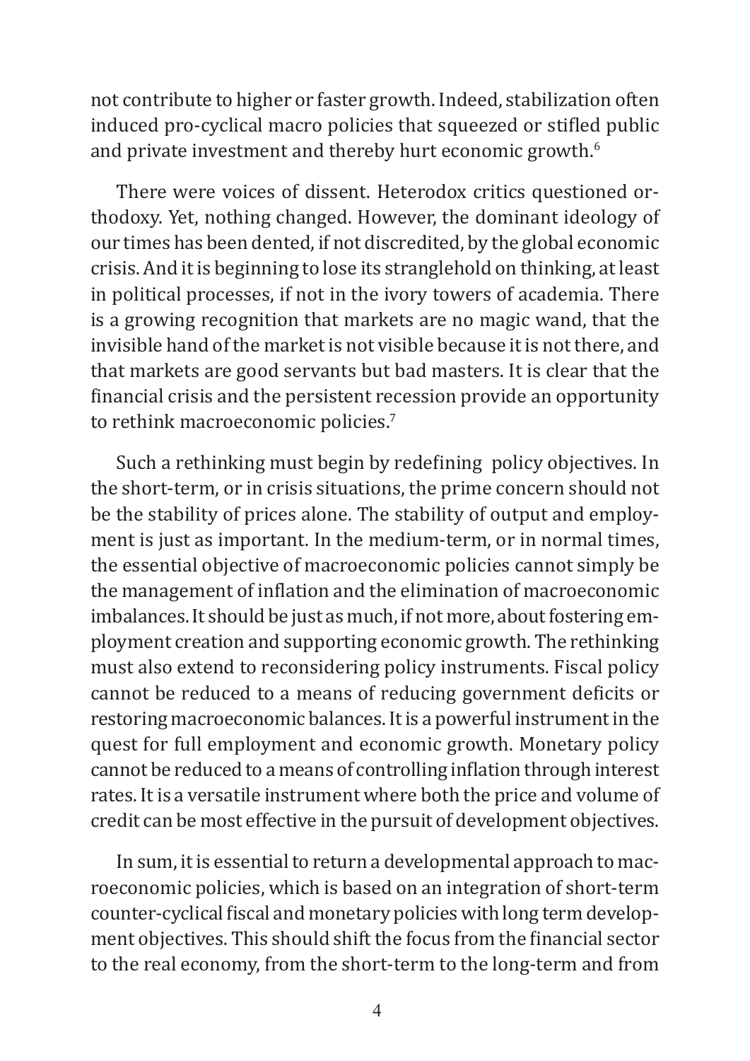not contribute to higher or faster growth. Indeed, stabilization often induced pro-cyclical macro policies that squeezed or stifled public and private investment and thereby hurt economic growth.[6]

There were voices of dissent. Heterodox critics questioned orthodoxy. Yet, nothing changed. However, the dominant ideology of our times has been dented, if not discredited, by the global economic crisis. And it is beginning to lose its stranglehold on thinking, at least in political processes, if not in the ivory towers of academia. There is a growing recognition that markets are no magic wand, that the invisible hand of the market is not visible because it is not there, and that markets are good servants but bad masters. It is clear that the financial crisis and the persistent recession provide an opportunity to rethink macroeconomic policies.[7]

Such a rethinking must begin by redefining policy objectives. In the short-term, or in crisis situations, the prime concern should not be the stability of prices alone. The stability of output and employment is just as important. In the medium-term, or in normal times, the essential objective of macroeconomic policies cannot simply be the management of inflation and the elimination of macroeconomic imbalances. It should be just as much, if not more, about fostering employment creation and supporting economic growth. The rethinking must also extend to reconsidering policy instruments. Fiscal policy cannot be reduced to a means of reducing government deficits or restoring macroeconomic balances. It is a powerful instrument in the quest for full employment and economic growth. Monetary policy cannot be reduced to a means of controlling inflation through interest rates. It is a versatile instrument where both the price and volume of credit can be most effective in the pursuit of development objectives.

In sum, it is essential to return a developmental approach to macroeconomic policies, which is based on an integration of short-term counter-cyclical fiscal and monetary policies with long term development objectives. This should shift the focus from the financial sector to the real economy, from the short-term to the long-term and from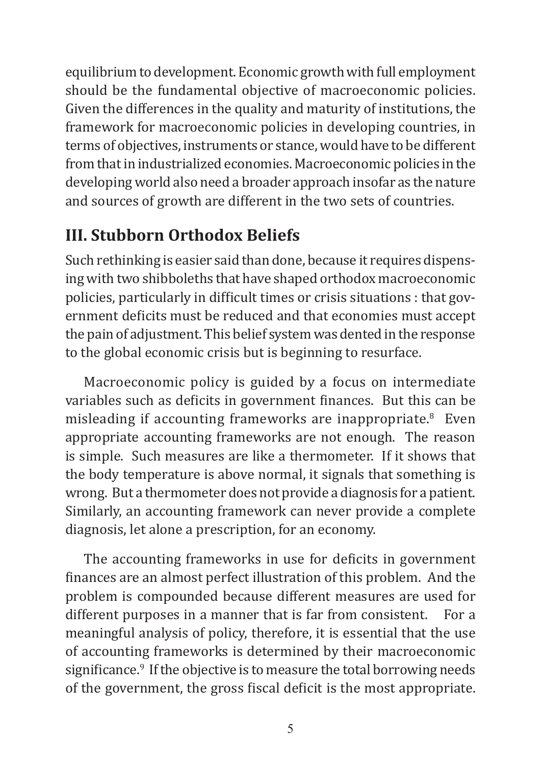equilibrium to development. Economic growth with full employment should be the fundamental objective of macroeconomic policies. Given the differences in the quality and maturity of institutions, the framework for macroeconomic policies in developing countries, in terms of objectives, instruments or stance, would have to be different from that in industrialized economies. Macroeconomic policies in the developing world also need a broader approach insofar as the nature and sources of growth are different in the two sets of countries.

## III. Stubborn Orthodox Beliefs

Such rethinking is easier said than done, because it requires dispensing with two shibboleths that have shaped orthodox macroeconomic policies, particularly in difficult times or crisis situations : that government deficits must be reduced and that economies must accept the pain of adjustment. This belief system was dented in the response to the global economic crisis but is beginning to resurface.

Macroeconomic policy is guided by a focus on intermediate variables such as deficits in government finances. But this can be misleading if accounting frameworks are inappropriate.[8] Even appropriate accounting frameworks are not enough. The reason is simple. Such measures are like a thermometer. If it shows that the body temperature is above normal, it signals that something is wrong. But a thermometer does not provide a diagnosis for a patient. Similarly, an accounting framework can never provide a complete diagnosis, let alone a prescription, for an economy.

The accounting frameworks in use for deficits in government finances are an almost perfect illustration of this problem. And the problem is compounded because different measures are used for different purposes in a manner that is far from consistent. For a meaningful analysis of policy, therefore, it is essential that the use of accounting frameworks is determined by their macroeconomic significance.[9] If the objective is to measure the total borrowing needs of the government, the gross fiscal deficit is the most appropriate.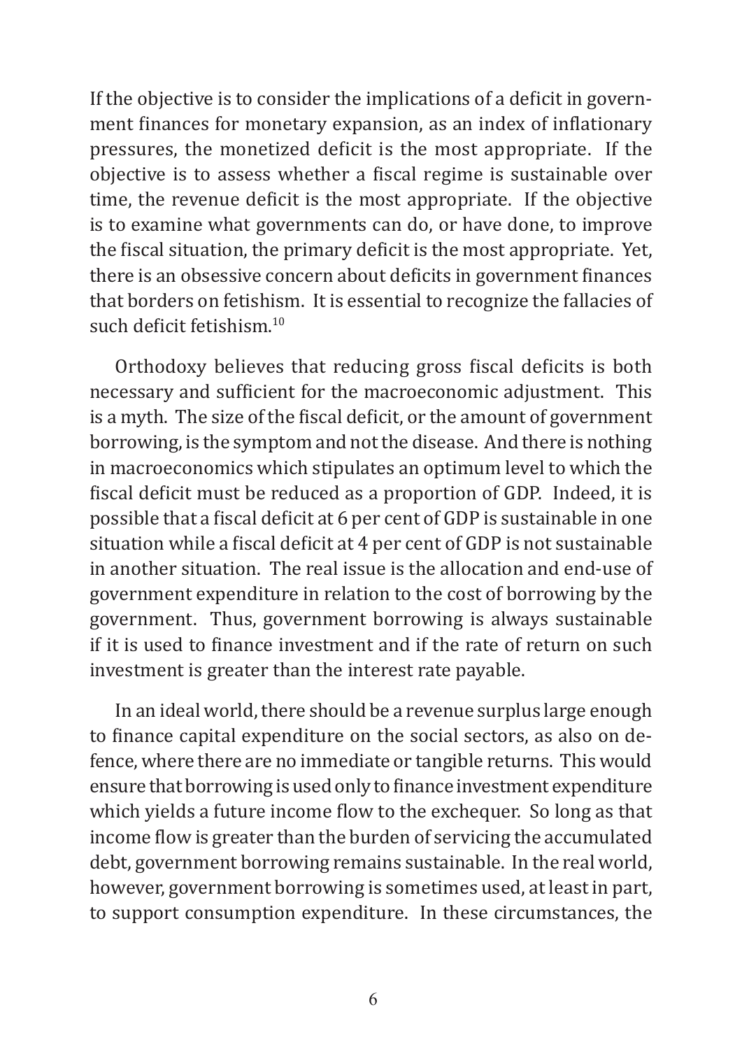If the objective is to consider the implications of a deficit in government finances for monetary expansion, as an index of inflationary pressures, the monetized deficit is the most appropriate. If the objective is to assess whether a fiscal regime is sustainable over time, the revenue deficit is the most appropriate. If the objective is to examine what governments can do, or have done, to improve the fiscal situation, the primary deficit is the most appropriate. Yet, there is an obsessive concern about deficits in government finances that borders on fetishism. It is essential to recognize the fallacies of such deficit fetishism.[10]

Orthodoxy believes that reducing gross fiscal deficits is both necessary and sufficient for the macroeconomic adjustment. This is a myth. The size of the fiscal deficit, or the amount of government borrowing, is the symptom and not the disease. And there is nothing in macroeconomics which stipulates an optimum level to which the fiscal deficit must be reduced as a proportion of GDP. Indeed, it is possible that a fiscal deficit at 6 per cent of GDP is sustainable in one situation while a fiscal deficit at 4 per cent of GDP is not sustainable in another situation. The real issue is the allocation and end-use of government expenditure in relation to the cost of borrowing by the government. Thus, government borrowing is always sustainable if it is used to finance investment and if the rate of return on such investment is greater than the interest rate payable.

In an ideal world, there should be a revenue surplus large enough to finance capital expenditure on the social sectors, as also on defence, where there are no immediate or tangible returns. This would ensure that borrowing is used only to finance investment expenditure which yields a future income flow to the exchequer. So long as that income flow is greater than the burden of servicing the accumulated debt, government borrowing remains sustainable. In the real world, however, government borrowing is sometimes used, at least in part, to support consumption expenditure. In these circumstances, the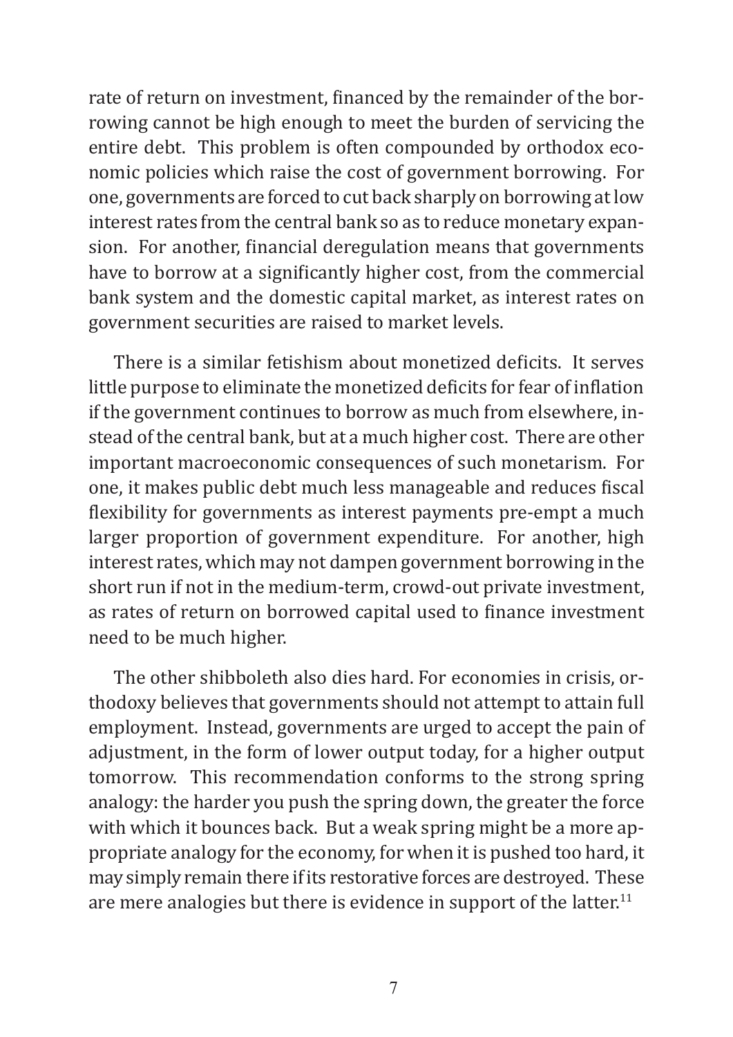rate of return on investment, financed by the remainder of the borrowing cannot be high enough to meet the burden of servicing the entire debt. This problem is often compounded by orthodox economic policies which raise the cost of government borrowing. For one, governments are forced to cut back sharply on borrowing at low interest rates from the central bank so as to reduce monetary expansion. For another, financial deregulation means that governments have to borrow at a significantly higher cost, from the commercial bank system and the domestic capital market, as interest rates on government securities are raised to market levels.

There is a similar fetishism about monetized deficits. It serves little purpose to eliminate the monetized deficits for fear of inflation if the government continues to borrow as much from elsewhere, instead of the central bank, but at a much higher cost. There are other important macroeconomic consequences of such monetarism. For one, it makes public debt much less manageable and reduces fiscal flexibility for governments as interest payments pre-empt a much larger proportion of government expenditure. For another, high interest rates, which may not dampen government borrowing in the short run if not in the medium-term, crowd-out private investment, as rates of return on borrowed capital used to finance investment need to be much higher.

The other shibboleth also dies hard. For economies in crisis, orthodoxy believes that governments should not attempt to attain full employment. Instead, governments are urged to accept the pain of adjustment, in the form of lower output today, for a higher output tomorrow. This recommendation conforms to the strong spring analogy: the harder you push the spring down, the greater the force with which it bounces back. But a weak spring might be a more appropriate analogy for the economy, for when it is pushed too hard, it may simply remain there if its restorative forces are destroyed. These are mere analogies but there is evidence in support of the latter.[11]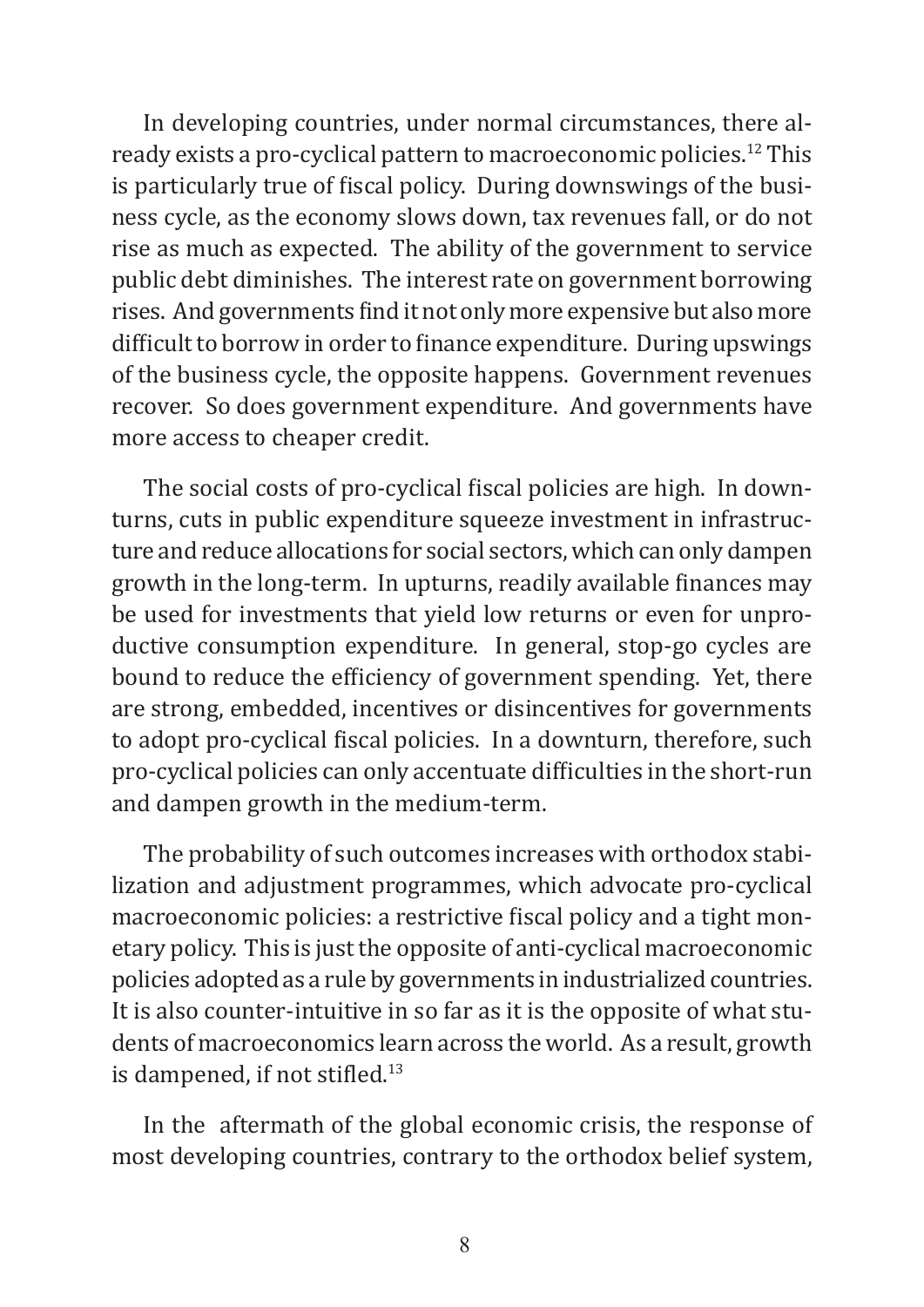In developing countries, under normal circumstances, there already exists a pro-cyclical pattern to macroeconomic policies.[12] This is particularly true of fiscal policy. During downswings of the business cycle, as the economy slows down, tax revenues fall, or do not rise as much as expected. The ability of the government to service public debt diminishes. The interest rate on government borrowing rises. And governments find it not only more expensive but also more difficult to borrow in order to finance expenditure. During upswings of the business cycle, the opposite happens. Government revenues recover. So does government expenditure. And governments have more access to cheaper credit.

The social costs of pro-cyclical fiscal policies are high. In downturns, cuts in public expenditure squeeze investment in infrastructure and reduce allocations for social sectors, which can only dampen growth in the long-term. In upturns, readily available finances may be used for investments that yield low returns or even for unproductive consumption expenditure. In general, stop-go cycles are bound to reduce the efficiency of government spending. Yet, there are strong, embedded, incentives or disincentives for governments to adopt pro-cyclical fiscal policies. In a downturn, therefore, such pro-cyclical policies can only accentuate difficulties in the short-run and dampen growth in the medium-term.

The probability of such outcomes increases with orthodox stabilization and adjustment programmes, which advocate pro-cyclical macroeconomic policies: a restrictive fiscal policy and a tight monetary policy. This is just the opposite of anti-cyclical macroeconomic policies adopted as a rule by governments in industrialized countries. It is also counter-intuitive in so far as it is the opposite of what students of macroeconomics learn across the world. As a result, growth is dampened, if not stifled.[13]

In the aftermath of the global economic crisis, the response of most developing countries, contrary to the orthodox belief system,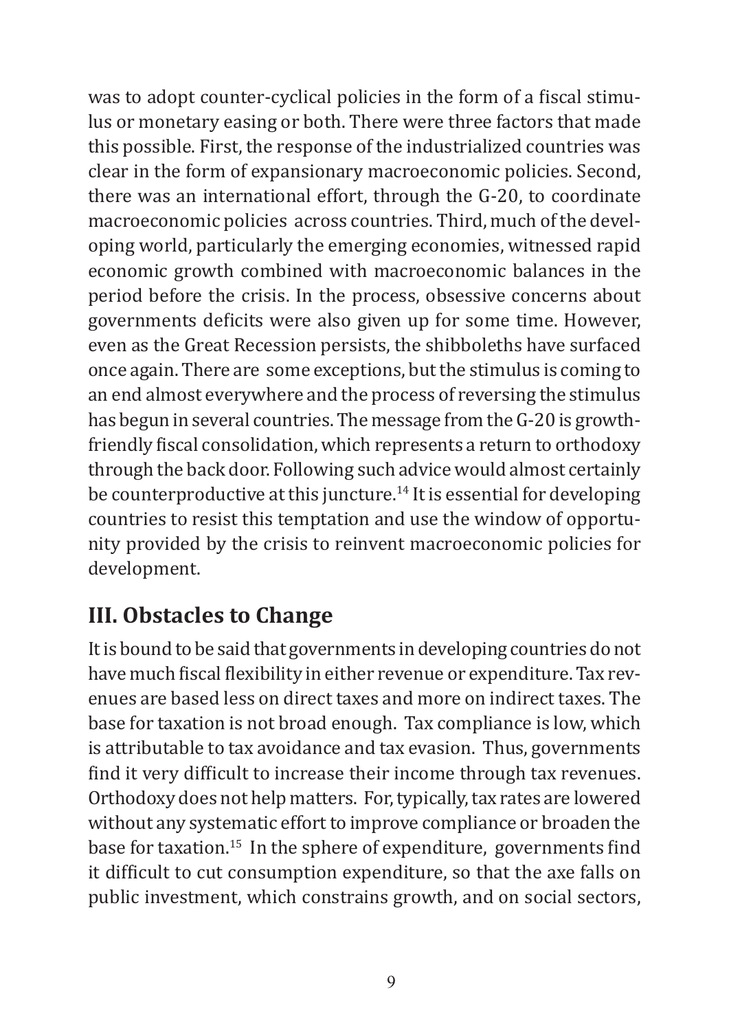was to adopt counter-cyclical policies in the form of a fiscal stimulus or monetary easing or both. There were three factors that made this possible. First, the response of the industrialized countries was clear in the form of expansionary macroeconomic policies. Second, there was an international effort, through the G-20, to coordinate macroeconomic policies across countries. Third, much of the developing world, particularly the emerging economies, witnessed rapid economic growth combined with macroeconomic balances in the period before the crisis. In the process, obsessive concerns about governments deficits were also given up for some time. However, even as the Great Recession persists, the shibboleths have surfaced once again. There are some exceptions, but the stimulus is coming to an end almost everywhere and the process of reversing the stimulus has begun in several countries. The message from the G-20 is growth-friendly fiscal consolidation, which represents a return to orthodoxy through the back door. Following such advice would almost certainly be counterproductive at this juncture.[14] It is essential for developing countries to resist this temptation and use the window of opportunity provided by the crisis to reinvent macroeconomic policies for development.

## III. Obstacles to Change

It is bound to be said that governments in developing countries do not have much fiscal flexibility in either revenue or expenditure. Tax revenues are based less on direct taxes and more on indirect taxes. The base for taxation is not broad enough. Tax compliance is low, which is attributable to tax avoidance and tax evasion. Thus, governments find it very difficult to increase their income through tax revenues. Orthodoxy does not help matters. For, typically, tax rates are lowered without any systematic effort to improve compliance or broaden the base for taxation.[15] In the sphere of expenditure, governments find it difficult to cut consumption expenditure, so that the axe falls on public investment, which constrains growth, and on social sectors,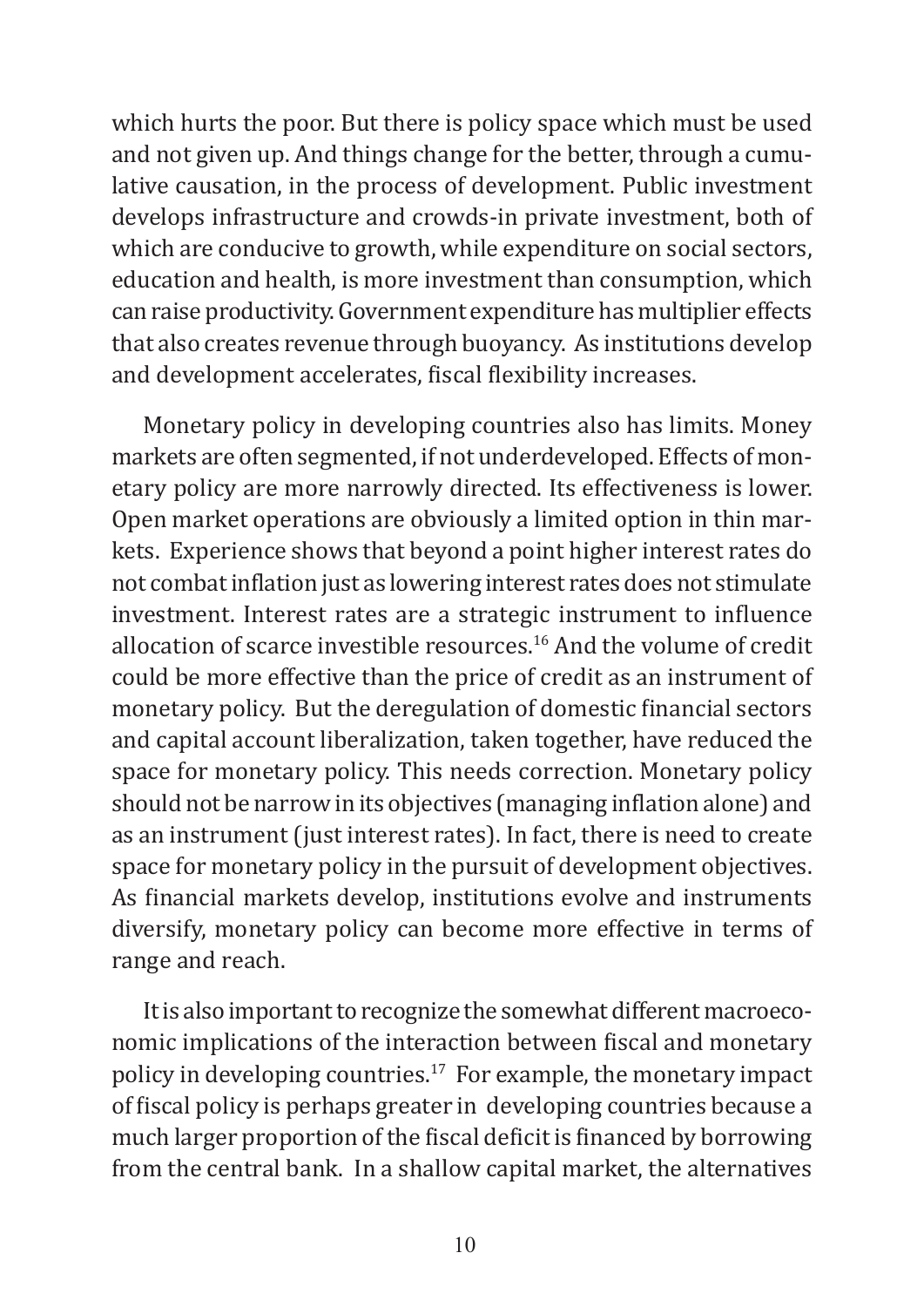which hurts the poor. But there is policy space which must be used and not given up. And things change for the better, through a cumulative causation, in the process of development. Public investment develops infrastructure and crowds-in private investment, both of which are conducive to growth, while expenditure on social sectors, education and health, is more investment than consumption, which can raise productivity. Government expenditure has multiplier effects that also creates revenue through buoyancy. As institutions develop and development accelerates, fiscal flexibility increases.

Monetary policy in developing countries also has limits. Money markets are often segmented, if not underdeveloped. Effects of monetary policy are more narrowly directed. Its effectiveness is lower. Open market operations are obviously a limited option in thin markets. Experience shows that beyond a point higher interest rates do not combat inflation just as lowering interest rates does not stimulate investment. Interest rates are a strategic instrument to influence allocation of scarce investible resources.[16] And the volume of credit could be more effective than the price of credit as an instrument of monetary policy. But the deregulation of domestic financial sectors and capital account liberalization, taken together, have reduced the space for monetary policy. This needs correction. Monetary policy should not be narrow in its objectives (managing inflation alone) and as an instrument (just interest rates). In fact, there is need to create space for monetary policy in the pursuit of development objectives. As financial markets develop, institutions evolve and instruments diversify, monetary policy can become more effective in terms of range and reach.

It is also important to recognize the somewhat different macroeconomic implications of the interaction between fiscal and monetary policy in developing countries.[17] For example, the monetary impact of fiscal policy is perhaps greater in developing countries because a much larger proportion of the fiscal deficit is financed by borrowing from the central bank. In a shallow capital market, the alternatives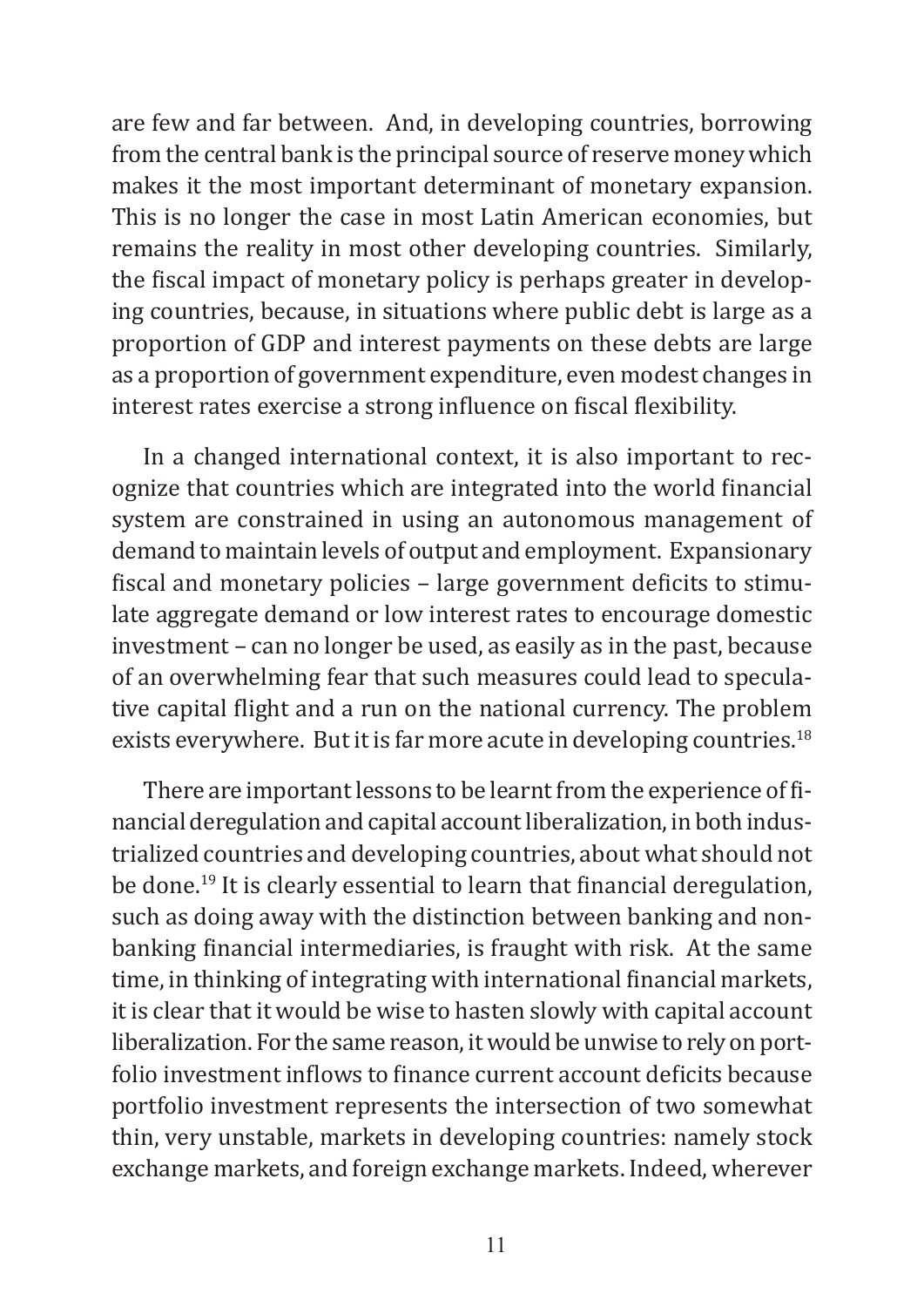are few and far between. And, in developing countries, borrowing from the central bank is the principal source of reserve money which makes it the most important determinant of monetary expansion. This is no longer the case in most Latin American economies, but remains the reality in most other developing countries. Similarly, the fiscal impact of monetary policy is perhaps greater in developing countries, because, in situations where public debt is large as a proportion of GDP and interest payments on these debts are large as a proportion of government expenditure, even modest changes in interest rates exercise a strong influence on fiscal flexibility.

In a changed international context, it is also important to recognize that countries which are integrated into the world financial system are constrained in using an autonomous management of demand to maintain levels of output and employment. Expansionary fiscal and monetary policies – large government deficits to stimulate aggregate demand or low interest rates to encourage domestic investment – can no longer be used, as easily as in the past, because of an overwhelming fear that such measures could lead to speculative capital flight and a run on the national currency. The problem exists everywhere. But it is far more acute in developing countries.[18]

There are important lessons to be learnt from the experience of financial deregulation and capital account liberalization, in both industrialized countries and developing countries, about what should not be done.[19] It is clearly essential to learn that financial deregulation, such as doing away with the distinction between banking and non-banking financial intermediaries, is fraught with risk. At the same time, in thinking of integrating with international financial markets, it is clear that it would be wise to hasten slowly with capital account liberalization. For the same reason, it would be unwise to rely on portfolio investment inflows to finance current account deficits because portfolio investment represents the intersection of two somewhat thin, very unstable, markets in developing countries: namely stock exchange markets, and foreign exchange markets. Indeed, wherever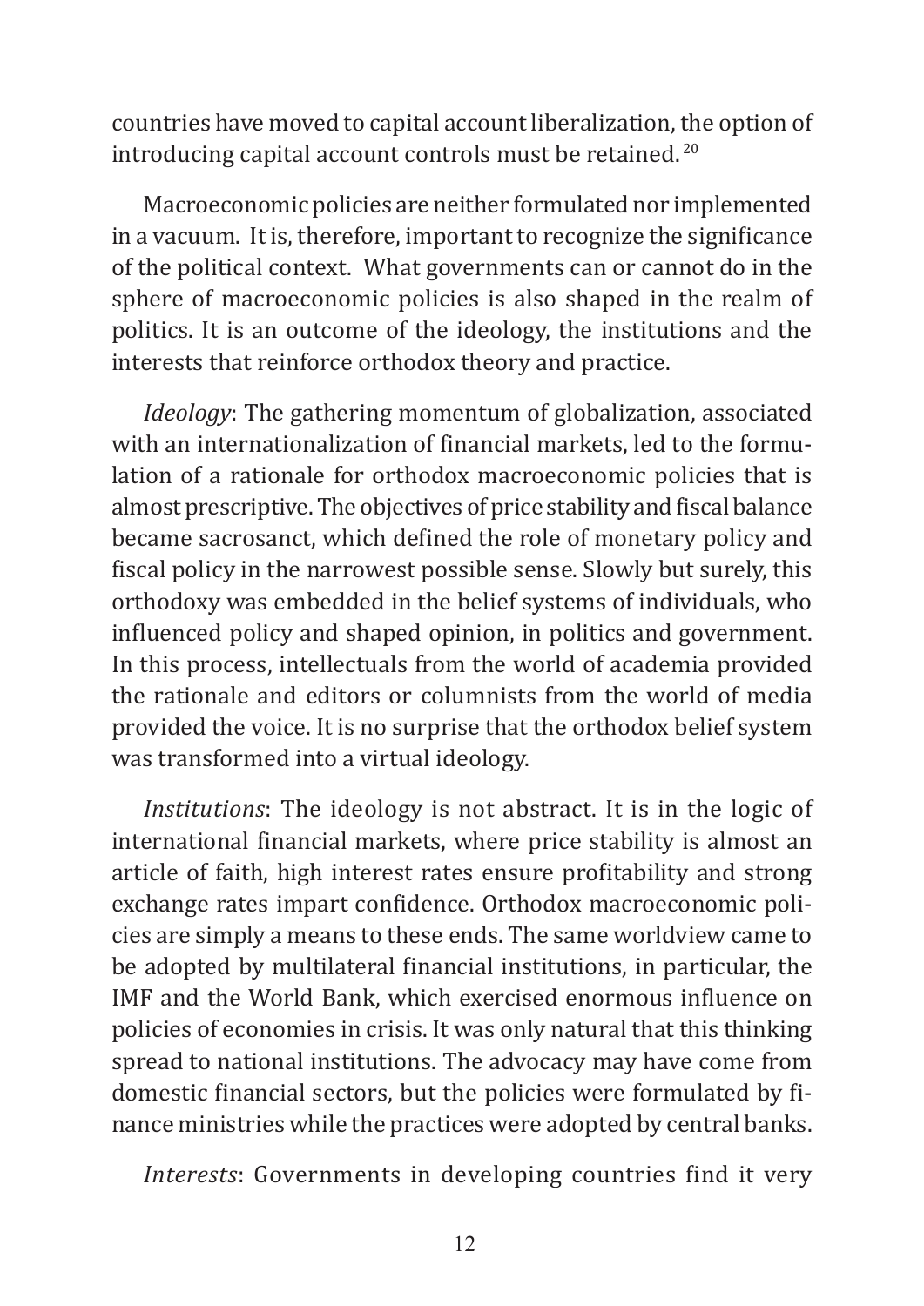countries have moved to capital account liberalization, the option of introducing capital account controls must be retained.[20]

Macroeconomic policies are neither formulated nor implemented in a vacuum. It is, therefore, important to recognize the significance of the political context. What governments can or cannot do in the sphere of macroeconomic policies is also shaped in the realm of politics. It is an outcome of the ideology, the institutions and the interests that reinforce orthodox theory and practice.

*Ideology*: The gathering momentum of globalization, associated with an internationalization of financial markets, led to the formulation of a rationale for orthodox macroeconomic policies that is almost prescriptive. The objectives of price stability and fiscal balance became sacrosanct, which defined the role of monetary policy and fiscal policy in the narrowest possible sense. Slowly but surely, this orthodoxy was embedded in the belief systems of individuals, who influenced policy and shaped opinion, in politics and government. In this process, intellectuals from the world of academia provided the rationale and editors or columnists from the world of media provided the voice. It is no surprise that the orthodox belief system was transformed into a virtual ideology.

*Institutions*: The ideology is not abstract. It is in the logic of international financial markets, where price stability is almost an article of faith, high interest rates ensure profitability and strong exchange rates impart confidence. Orthodox macroeconomic policies are simply a means to these ends. The same worldview came to be adopted by multilateral financial institutions, in particular, the IMF and the World Bank, which exercised enormous influence on policies of economies in crisis. It was only natural that this thinking spread to national institutions. The advocacy may have come from domestic financial sectors, but the policies were formulated by finance ministries while the practices were adopted by central banks.

*Interests*: Governments in developing countries find it very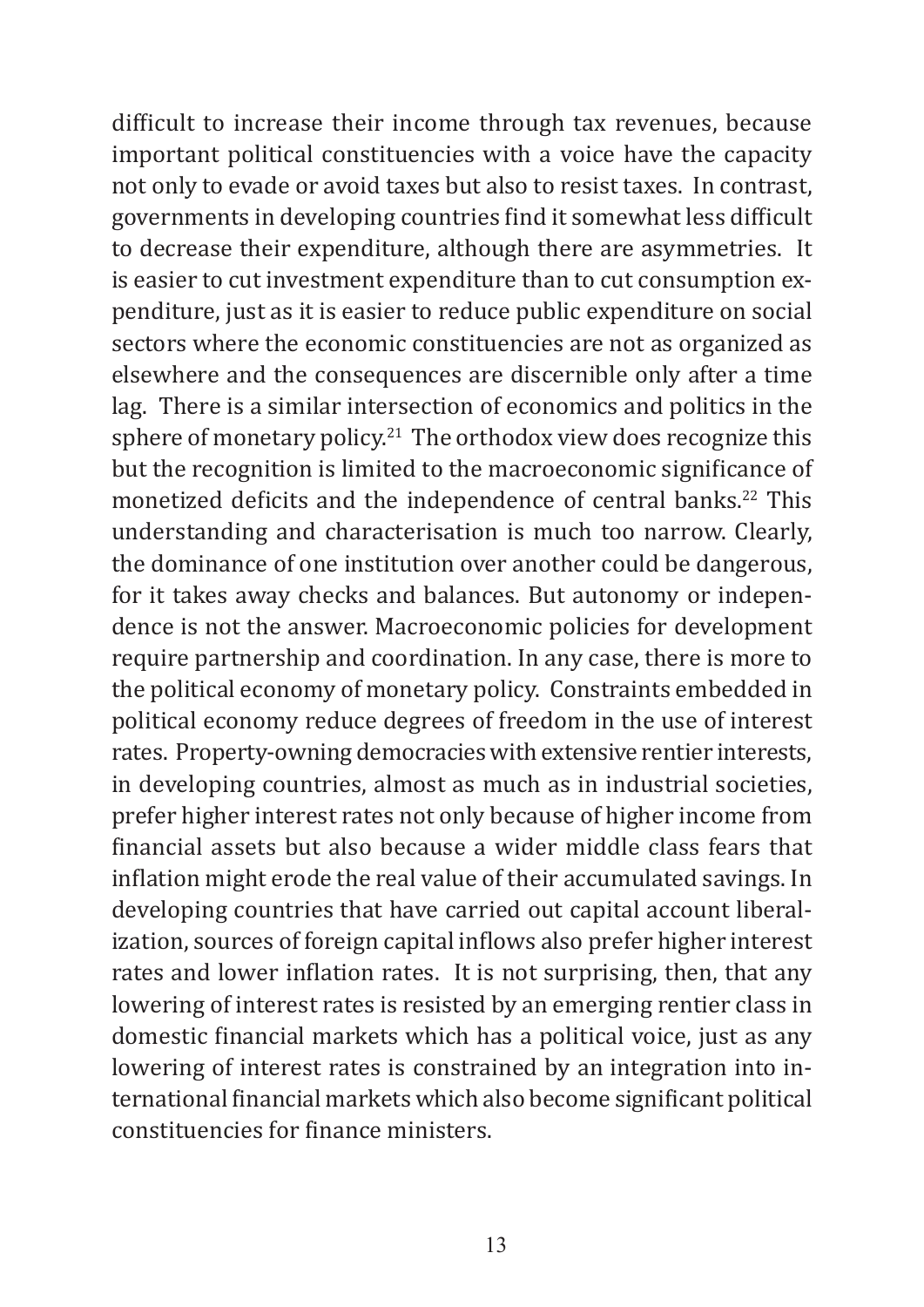difficult to increase their income through tax revenues, because important political constituencies with a voice have the capacity not only to evade or avoid taxes but also to resist taxes. In contrast, governments in developing countries find it somewhat less difficult to decrease their expenditure, although there are asymmetries. It is easier to cut investment expenditure than to cut consumption expenditure, just as it is easier to reduce public expenditure on social sectors where the economic constituencies are not as organized as elsewhere and the consequences are discernible only after a time lag. There is a similar intersection of economics and politics in the sphere of monetary policy.[21] The orthodox view does recognize this but the recognition is limited to the macroeconomic significance of monetized deficits and the independence of central banks.[22] This understanding and characterisation is much too narrow. Clearly, the dominance of one institution over another could be dangerous, for it takes away checks and balances. But autonomy or independence is not the answer. Macroeconomic policies for development require partnership and coordination. In any case, there is more to the political economy of monetary policy. Constraints embedded in political economy reduce degrees of freedom in the use of interest rates. Property-owning democracies with extensive rentier interests, in developing countries, almost as much as in industrial societies, prefer higher interest rates not only because of higher income from financial assets but also because a wider middle class fears that inflation might erode the real value of their accumulated savings. In developing countries that have carried out capital account liberalization, sources of foreign capital inflows also prefer higher interest rates and lower inflation rates. It is not surprising, then, that any lowering of interest rates is resisted by an emerging rentier class in domestic financial markets which has a political voice, just as any lowering of interest rates is constrained by an integration into international financial markets which also become significant political constituencies for finance ministers.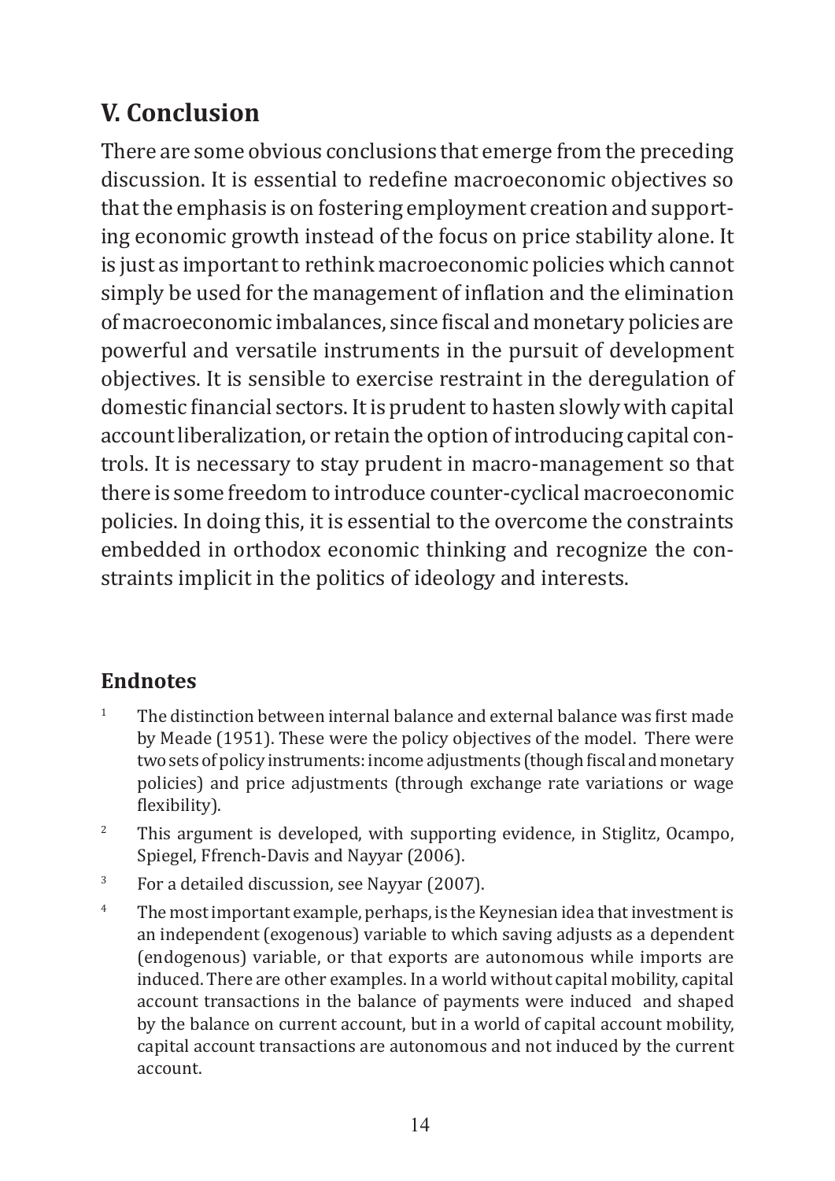## V. Conclusion

There are some obvious conclusions that emerge from the preceding discussion. It is essential to redefine macroeconomic objectives so that the emphasis is on fostering employment creation and supporting economic growth instead of the focus on price stability alone. It is just as important to rethink macroeconomic policies which cannot simply be used for the management of inflation and the elimination of macroeconomic imbalances, since fiscal and monetary policies are powerful and versatile instruments in the pursuit of development objectives. It is sensible to exercise restraint in the deregulation of domestic financial sectors. It is prudent to hasten slowly with capital account liberalization, or retain the option of introducing capital controls. It is necessary to stay prudent in macro-management so that there is some freedom to introduce counter-cyclical macroeconomic policies. In doing this, it is essential to the overcome the constraints embedded in orthodox economic thinking and recognize the constraints implicit in the politics of ideology and interests.

### Endnotes

1. The distinction between internal balance and external balance was first made by Meade (1951). These were the policy objectives of the model. There were two sets of policy instruments: income adjustments (though fiscal and monetary policies) and price adjustments (through exchange rate variations or wage flexibility).
2. This argument is developed, with supporting evidence, in Stiglitz, Ocampo, Spiegel, Ffrench-Davis and Nayyar (2006).
3. For a detailed discussion, see Nayyar (2007).
4. The most important example, perhaps, is the Keynesian idea that investment is an independent (exogenous) variable to which saving adjusts as a dependent (endogenous) variable, or that exports are autonomous while imports are induced. There are other examples. In a world without capital mobility, capital account transactions in the balance of payments were induced and shaped by the balance on current account, but in a world of capital account mobility, capital account transactions are autonomous and not induced by the current account.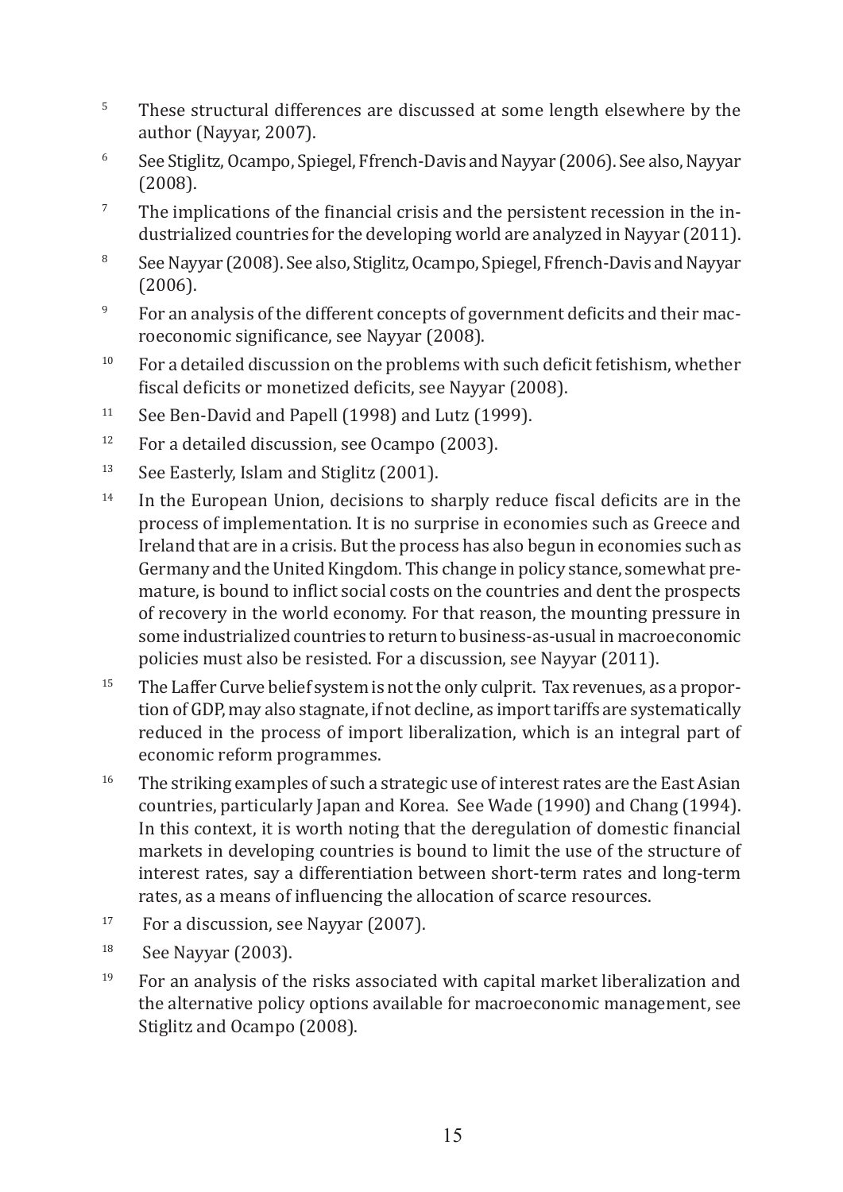[5] These structural differences are discussed at some length elsewhere by the author (Nayyar, 2007).

[6] See Stiglitz, Ocampo, Spiegel, Ffrench-Davis and Nayyar (2006). See also, Nayyar (2008).

[7] The implications of the financial crisis and the persistent recession in the industrialized countries for the developing world are analyzed in Nayyar (2011).

[8] See Nayyar (2008). See also, Stiglitz, Ocampo, Spiegel, Ffrench-Davis and Nayyar (2006).

[9] For an analysis of the different concepts of government deficits and their macroeconomic significance, see Nayyar (2008).

[10] For a detailed discussion on the problems with such deficit fetishism, whether fiscal deficits or monetized deficits, see Nayyar (2008).

[11] See Ben-David and Papell (1998) and Lutz (1999).

[12] For a detailed discussion, see Ocampo (2003).

[13] See Easterly, Islam and Stiglitz (2001).

[14] In the European Union, decisions to sharply reduce fiscal deficits are in the process of implementation. It is no surprise in economies such as Greece and Ireland that are in a crisis. But the process has also begun in economies such as Germany and the United Kingdom. This change in policy stance, somewhat premature, is bound to inflict social costs on the countries and dent the prospects of recovery in the world economy. For that reason, the mounting pressure in some industrialized countries to return to business-as-usual in macroeconomic policies must also be resisted. For a discussion, see Nayyar (2011).

[15] The Laffer Curve belief system is not the only culprit. Tax revenues, as a proportion of GDP, may also stagnate, if not decline, as import tariffs are systematically reduced in the process of import liberalization, which is an integral part of economic reform programmes.

[16] The striking examples of such a strategic use of interest rates are the East Asian countries, particularly Japan and Korea. See Wade (1990) and Chang (1994). In this context, it is worth noting that the deregulation of domestic financial markets in developing countries is bound to limit the use of the structure of interest rates, say a differentiation between short-term rates and long-term rates, as a means of influencing the allocation of scarce resources.

[17] For a discussion, see Nayyar (2007).

[18] See Nayyar (2003).

[19] For an analysis of the risks associated with capital market liberalization and the alternative policy options available for macroeconomic management, see Stiglitz and Ocampo (2008).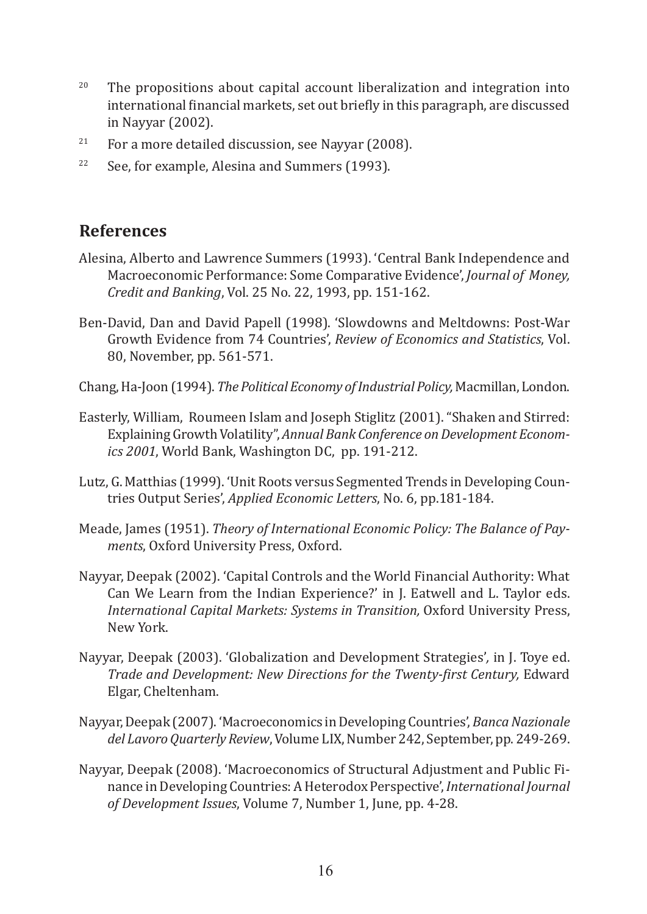[20] The propositions about capital account liberalization and integration into international financial markets, set out briefly in this paragraph, are discussed in Nayyar (2002).

[21] For a more detailed discussion, see Nayyar (2008).

[22] See, for example, Alesina and Summers (1993).

## References

Alesina, Alberto and Lawrence Summers (1993). 'Central Bank Independence and Macroeconomic Performance: Some Comparative Evidence', *Journal of Money, Credit and Banking*, Vol. 25 No. 22, 1993, pp. 151-162.

Ben-David, Dan and David Papell (1998). 'Slowdowns and Meltdowns: Post-War Growth Evidence from 74 Countries', *Review of Economics and Statistics*, Vol. 80, November, pp. 561-571.

Chang, Ha-Joon (1994). *The Political Economy of Industrial Policy,* Macmillan, London.

Easterly, William, Roumeen Islam and Joseph Stiglitz (2001). "Shaken and Stirred: Explaining Growth Volatility", *Annual Bank Conference on Development Economics 2001*, World Bank, Washington DC, pp. 191-212.

Lutz, G. Matthias (1999). 'Unit Roots versus Segmented Trends in Developing Countries Output Series', *Applied Economic Letters*, No. 6, pp.181-184.

Meade, James (1951). *Theory of International Economic Policy: The Balance of Payments*, Oxford University Press, Oxford.

Nayyar, Deepak (2002). 'Capital Controls and the World Financial Authority: What Can We Learn from the Indian Experience?' in J. Eatwell and L. Taylor eds. *International Capital Markets: Systems in Transition,* Oxford University Press, New York.

Nayyar, Deepak (2003). 'Globalization and Development Strategies', in J. Toye ed. *Trade and Development: New Directions for the Twenty-first Century,* Edward Elgar, Cheltenham.

Nayyar, Deepak (2007). 'Macroeconomics in Developing Countries', *Banca Nazionale del Lavoro Quarterly Review*, Volume LIX, Number 242, September, pp. 249-269.

Nayyar, Deepak (2008). 'Macroeconomics of Structural Adjustment and Public Finance in Developing Countries: A Heterodox Perspective', *International Journal of Development Issues*, Volume 7, Number 1, June, pp. 4-28.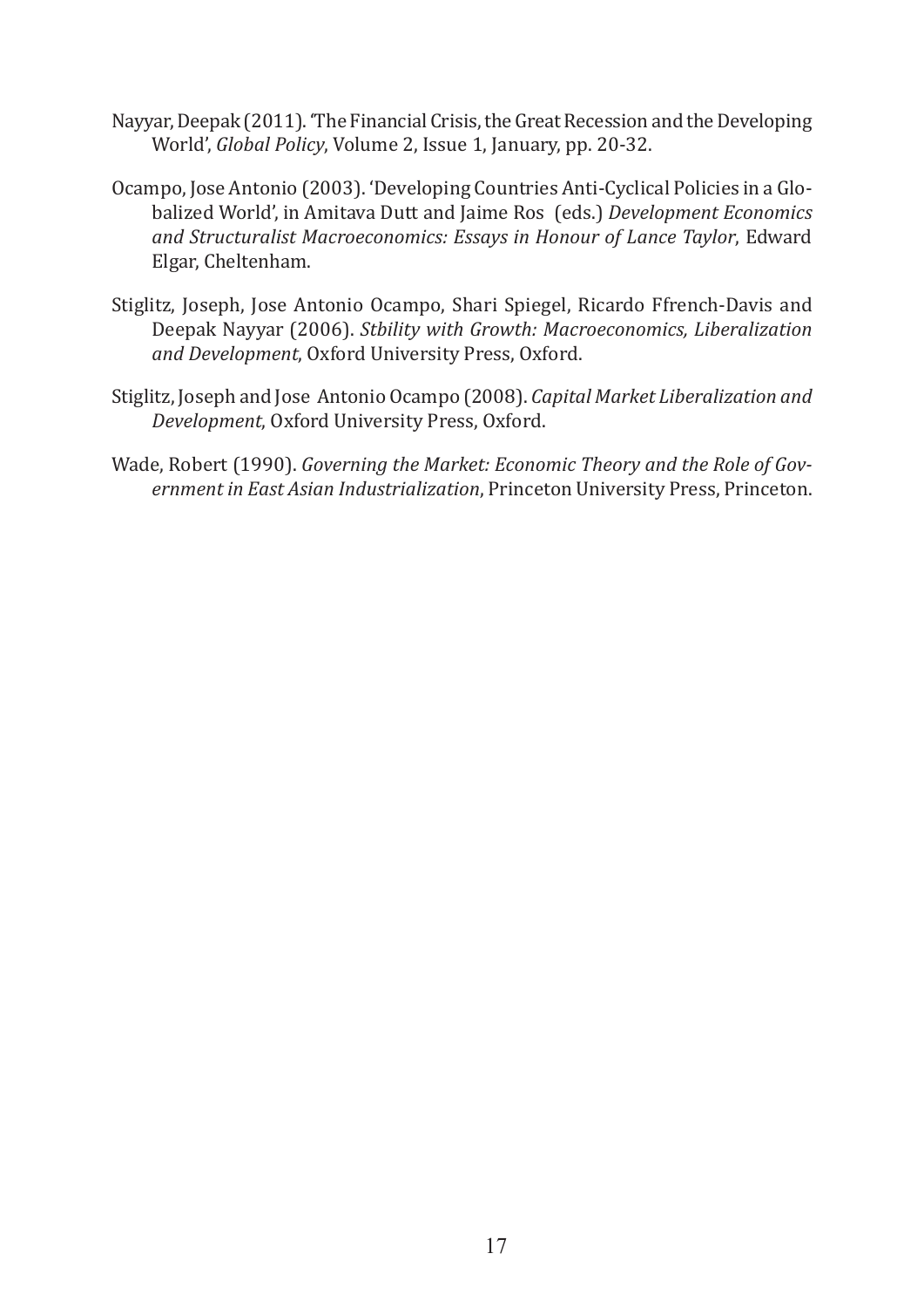Nayyar, Deepak (2011). 'The Financial Crisis, the Great Recession and the Developing World', *Global Policy*, Volume 2, Issue 1, January, pp. 20-32.

Ocampo, Jose Antonio (2003). 'Developing Countries Anti-Cyclical Policies in a Globalized World', in Amitava Dutt and Jaime Ros (eds.) *Development Economics and Structuralist Macroeconomics: Essays in Honour of Lance Taylor*, Edward Elgar, Cheltenham.

Stiglitz, Joseph, Jose Antonio Ocampo, Shari Spiegel, Ricardo Ffrench-Davis and Deepak Nayyar (2006). *Stbility with Growth: Macroeconomics, Liberalization and Development*, Oxford University Press, Oxford.

Stiglitz, Joseph and Jose Antonio Ocampo (2008). *Capital Market Liberalization and Development*, Oxford University Press, Oxford.

Wade, Robert (1990). *Governing the Market: Economic Theory and the Role of Government in East Asian Industrialization*, Princeton University Press, Princeton.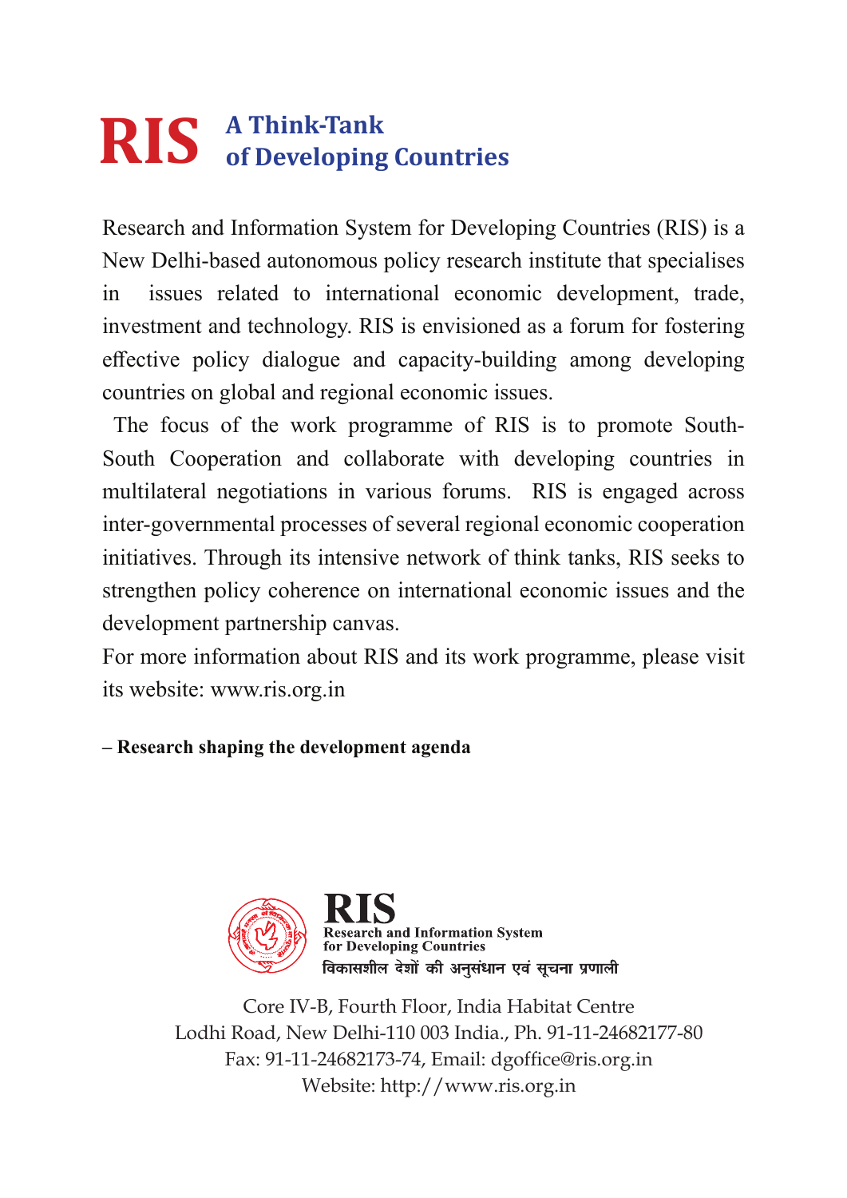# RIS A Think-Tank of Developing Countries

Research and Information System for Developing Countries (RIS) is a New Delhi-based autonomous policy research institute that specialises in issues related to international economic development, trade, investment and technology. RIS is envisioned as a forum for fostering effective policy dialogue and capacity-building among developing countries on global and regional economic issues.

The focus of the work programme of RIS is to promote South-South Cooperation and collaborate with developing countries in multilateral negotiations in various forums. RIS is engaged across inter-governmental processes of several regional economic cooperation initiatives. Through its intensive network of think tanks, RIS seeks to strengthen policy coherence on international economic issues and the development partnership canvas.

For more information about RIS and its work programme, please visit its website: www.ris.org.in

**– Research shaping the development agenda**

**RIS**
**Research and Information System for Developing Countries**
**विकासशील देशों की अनुसंधान एवं सूचना प्रणाली**

Core IV-B, Fourth Floor, India Habitat Centre
Lodhi Road, New Delhi-110 003 India., Ph. 91-11-24682177-80
Fax: 91-11-24682173-74, Email: dgoffice@ris.org.in
Website: http://www.ris.org.in